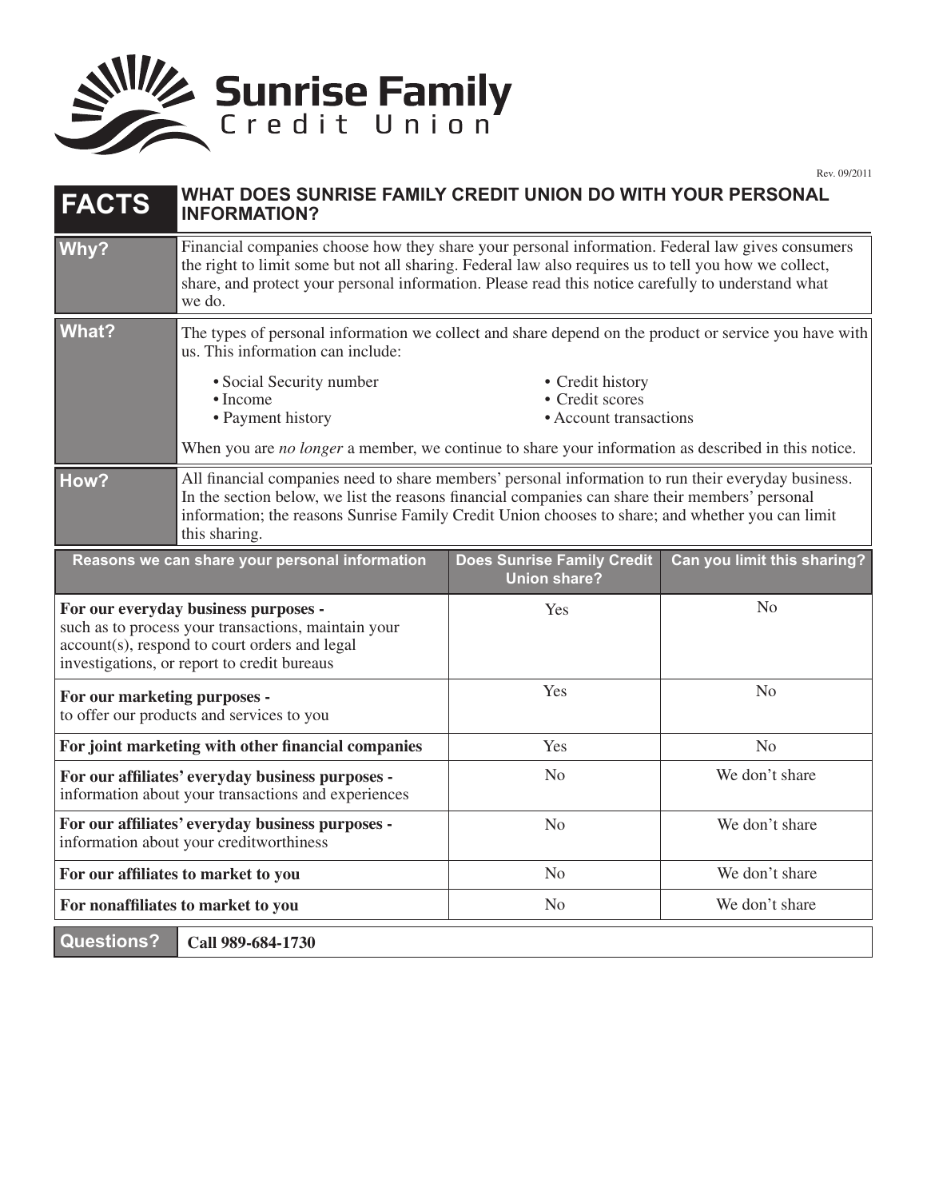# Sunrise Family Credit Union

Rev. 09/2011

## FACTS — WHAT DOES SUNRISE FAMILY CREDIT UNION DO WITH YOUR PERSONAL INFORMATION?

**Why?**

Financial companies choose how they share your personal information. Federal law gives consumers the right to limit some but not all sharing. Federal law also requires us to tell you how we collect, share, and protect your personal information. Please read this notice carefully to understand what we do.

**What?**

The types of personal information we collect and share depend on the product or service you have with us. This information can include:

- Social Security number
- Income
- Payment history
- Credit history
- Credit scores
- Account transactions

When you are *no longer* a member, we continue to share your information as described in this notice.

**How?**

All financial companies need to share members' personal information to run their everyday business. In the section below, we list the reasons financial companies can share their members' personal information; the reasons Sunrise Family Credit Union chooses to share; and whether you can limit this sharing.

| Reasons we can share your personal information | Does Sunrise Family Credit Union share? | Can you limit this sharing? |
| --- | --- | --- |
| **For our everyday business purposes -** such as to process your transactions, maintain your account(s), respond to court orders and legal investigations, or report to credit bureaus | Yes | No |
| **For our marketing purposes -** to offer our products and services to you | Yes | No |
| **For joint marketing with other financial companies** | Yes | No |
| **For our affiliates' everyday business purposes -** information about your transactions and experiences | No | We don't share |
| **For our affiliates' everyday business purposes -** information about your creditworthiness | No | We don't share |
| **For our affiliates to market to you** | No | We don't share |
| **For nonaffiliates to market to you** | No | We don't share |

**Questions?** **Call 989-684-1730**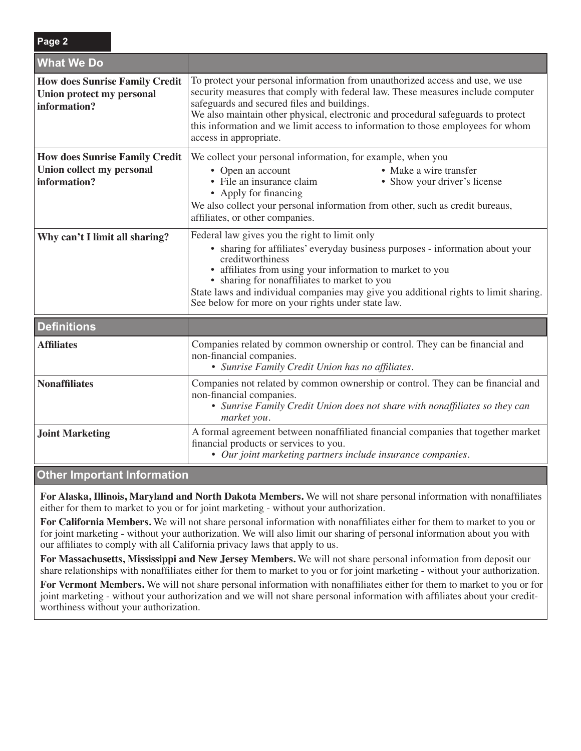| What We Do | |
|---|---|
| **How does Sunrise Family Credit Union protect my personal information?** | To protect your personal information from unauthorized access and use, we use security measures that comply with federal law. These measures include computer safeguards and secured files and buildings.<br>We also maintain other physical, electronic and procedural safeguards to protect this information and we limit access to information to those employees for whom access in appropriate. |
| **How does Sunrise Family Credit Union collect my personal information?** | We collect your personal information, for example, when you<br>• Open an account<br>• File an insurance claim<br>• Apply for financing<br>• Make a wire transfer<br>• Show your driver's license<br>We also collect your personal information from other, such as credit bureaus, affiliates, or other companies. |
| **Why can't I limit all sharing?** | Federal law gives you the right to limit only<br>• sharing for affiliates' everyday business purposes - information about your creditworthiness<br>• affiliates from using your information to market to you<br>• sharing for nonaffiliates to market to you<br>State laws and individual companies may give you additional rights to limit sharing. See below for more on your rights under state law. |

| Definitions | |
|---|---|
| **Affiliates** | Companies related by common ownership or control. They can be financial and non-financial companies.<br>• *Sunrise Family Credit Union has no affiliates.* |
| **Nonaffiliates** | Companies not related by common ownership or control. They can be financial and non-financial companies.<br>• *Sunrise Family Credit Union does not share with nonaffiliates so they can market you.* |
| **Joint Marketing** | A formal agreement between nonaffiliated financial companies that together market financial products or services to you.<br>• *Our joint marketing partners include insurance companies.* |

## Other Important Information

**For Alaska, Illinois, Maryland and North Dakota Members.** We will not share personal information with nonaffiliates either for them to market to you or for joint marketing - without your authorization.

**For California Members.** We will not share personal information with nonaffiliates either for them to market to you or for joint marketing - without your authorization. We will also limit our sharing of personal information about you with our affiliates to comply with all California privacy laws that apply to us.

**For Massachusetts, Mississippi and New Jersey Members.** We will not share personal information from deposit our share relationships with nonaffiliates either for them to market to you or for joint marketing - without your authorization.

**For Vermont Members.** We will not share personal information with nonaffiliates either for them to market to you or for joint marketing - without your authorization and we will not share personal information with affiliates about your credit-worthiness without your authorization.